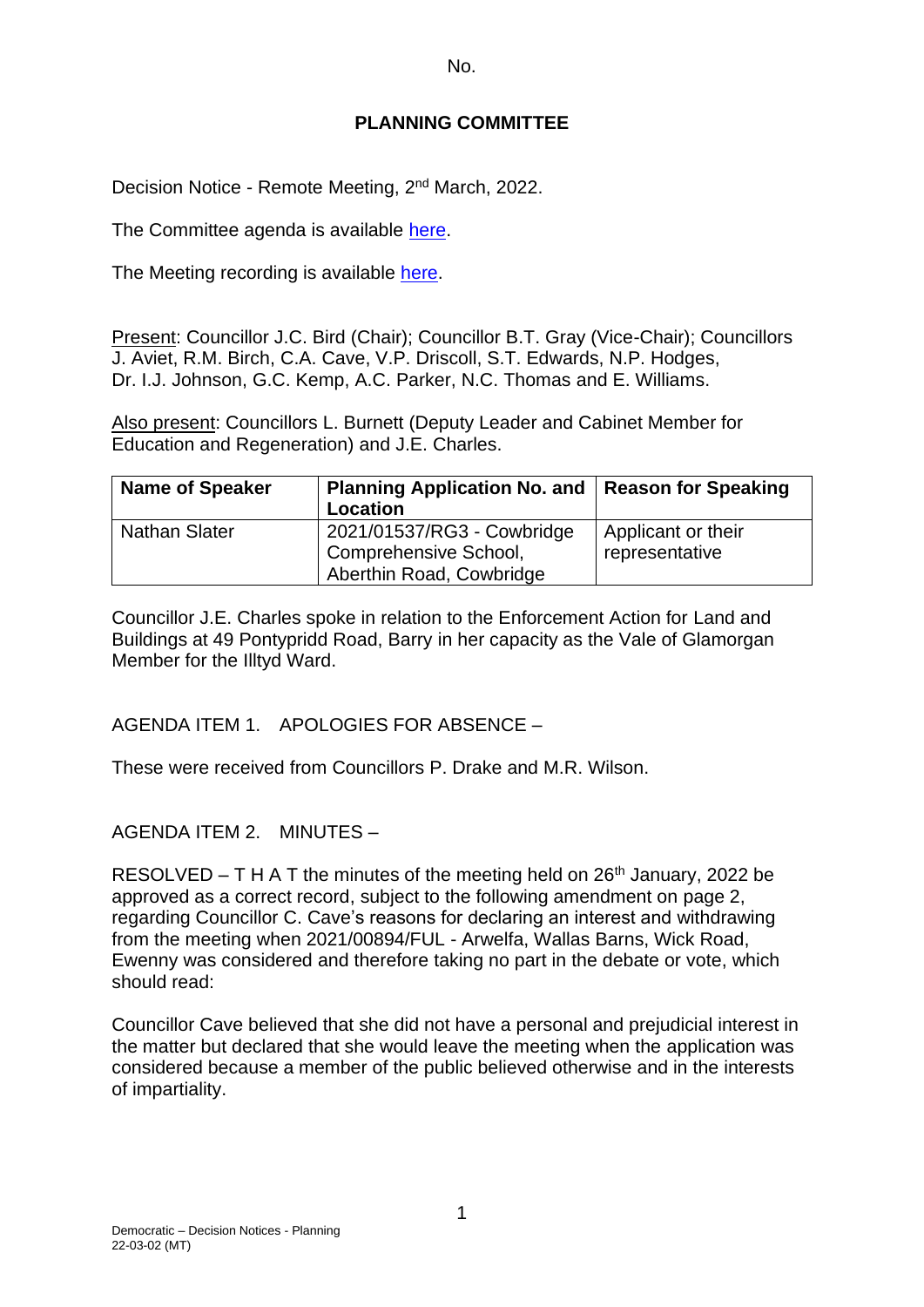No.

# PLANNING COMMITTEE

Decision Notice - Remote Meeting, 2nd March, 2022.

The Committee agenda is available here.

The Meeting recording is available here.

Present: Councillor J.C. Bird (Chair); Councillor B.T. Gray (Vice-Chair); Councillors J. Aviet, R.M. Birch, C.A. Cave, V.P. Driscoll, S.T. Edwards, N.P. Hodges, Dr. I.J. Johnson, G.C. Kemp, A.C. Parker, N.C. Thomas and E. Williams.

Also present: Councillors L. Burnett (Deputy Leader and Cabinet Member for Education and Regeneration) and J.E. Charles.

| Name of Speaker | Planning Application No. and Location | Reason for Speaking |
|---|---|---|
| Nathan Slater | 2021/01537/RG3 - Cowbridge Comprehensive School, Aberthin Road, Cowbridge | Applicant or their representative |

Councillor J.E. Charles spoke in relation to the Enforcement Action for Land and Buildings at 49 Pontypridd Road, Barry in her capacity as the Vale of Glamorgan Member for the Illtyd Ward.

AGENDA ITEM 1. APOLOGIES FOR ABSENCE –

These were received from Councillors P. Drake and M.R. Wilson.

AGENDA ITEM 2. MINUTES –

RESOLVED – T H A T the minutes of the meeting held on 26th January, 2022 be approved as a correct record, subject to the following amendment on page 2, regarding Councillor C. Cave's reasons for declaring an interest and withdrawing from the meeting when 2021/00894/FUL - Arwelfa, Wallas Barns, Wick Road, Ewenny was considered and therefore taking no part in the debate or vote, which should read:

Councillor Cave believed that she did not have a personal and prejudicial interest in the matter but declared that she would leave the meeting when the application was considered because a member of the public believed otherwise and in the interests of impartiality.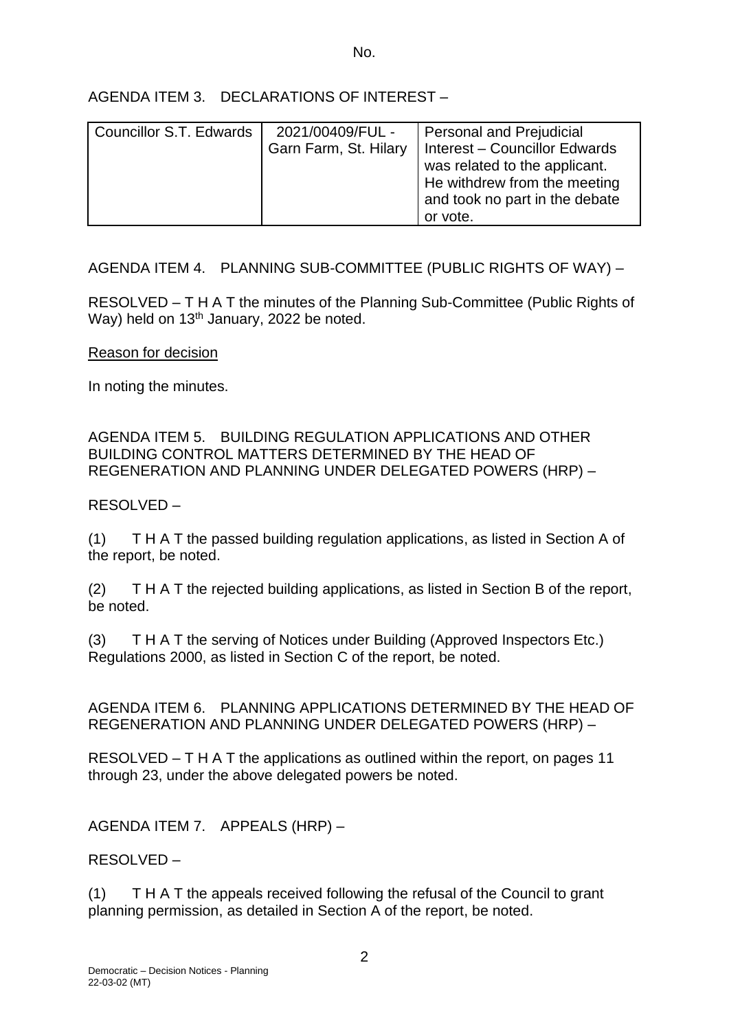No.

AGENDA ITEM 3. DECLARATIONS OF INTEREST –

| Councillor S.T. Edwards | 2021/00409/FUL - Garn Farm, St. Hilary | Personal and Prejudicial Interest – Councillor Edwards was related to the applicant. He withdrew from the meeting and took no part in the debate or vote. |
|---|---|---|

AGENDA ITEM 4. PLANNING SUB-COMMITTEE (PUBLIC RIGHTS OF WAY) –

RESOLVED – T H A T the minutes of the Planning Sub-Committee (Public Rights of Way) held on 13th January, 2022 be noted.

Reason for decision

In noting the minutes.

AGENDA ITEM 5. BUILDING REGULATION APPLICATIONS AND OTHER BUILDING CONTROL MATTERS DETERMINED BY THE HEAD OF REGENERATION AND PLANNING UNDER DELEGATED POWERS (HRP) –

RESOLVED –

(1) T H A T the passed building regulation applications, as listed in Section A of the report, be noted.

(2) T H A T the rejected building applications, as listed in Section B of the report, be noted.

(3) T H A T the serving of Notices under Building (Approved Inspectors Etc.) Regulations 2000, as listed in Section C of the report, be noted.

AGENDA ITEM 6. PLANNING APPLICATIONS DETERMINED BY THE HEAD OF REGENERATION AND PLANNING UNDER DELEGATED POWERS (HRP) –

RESOLVED – T H A T the applications as outlined within the report, on pages 11 through 23, under the above delegated powers be noted.

AGENDA ITEM 7. APPEALS (HRP) –

RESOLVED –

(1) T H A T the appeals received following the refusal of the Council to grant planning permission, as detailed in Section A of the report, be noted.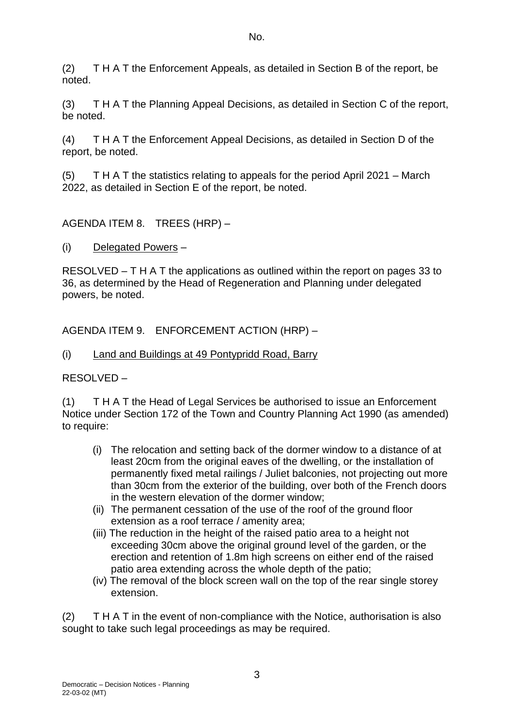No.

(2) T H A T the Enforcement Appeals, as detailed in Section B of the report, be noted.

(3) T H A T the Planning Appeal Decisions, as detailed in Section C of the report, be noted.

(4) T H A T the Enforcement Appeal Decisions, as detailed in Section D of the report, be noted.

(5) T H A T the statistics relating to appeals for the period April 2021 – March 2022, as detailed in Section E of the report, be noted.

AGENDA ITEM 8. TREES (HRP) –

(i) Delegated Powers –

RESOLVED – T H A T the applications as outlined within the report on pages 33 to 36, as determined by the Head of Regeneration and Planning under delegated powers, be noted.

AGENDA ITEM 9. ENFORCEMENT ACTION (HRP) –

(i) Land and Buildings at 49 Pontypridd Road, Barry

RESOLVED –

(1) T H A T the Head of Legal Services be authorised to issue an Enforcement Notice under Section 172 of the Town and Country Planning Act 1990 (as amended) to require:

- (i) The relocation and setting back of the dormer window to a distance of at least 20cm from the original eaves of the dwelling, or the installation of permanently fixed metal railings / Juliet balconies, not projecting out more than 30cm from the exterior of the building, over both of the French doors in the western elevation of the dormer window;
- (ii) The permanent cessation of the use of the roof of the ground floor extension as a roof terrace / amenity area;
- (iii) The reduction in the height of the raised patio area to a height not exceeding 30cm above the original ground level of the garden, or the erection and retention of 1.8m high screens on either end of the raised patio area extending across the whole depth of the patio;
- (iv) The removal of the block screen wall on the top of the rear single storey extension.

(2) T H A T in the event of non-compliance with the Notice, authorisation is also sought to take such legal proceedings as may be required.

Democratic – Decision Notices - Planning
22-03-02 (MT)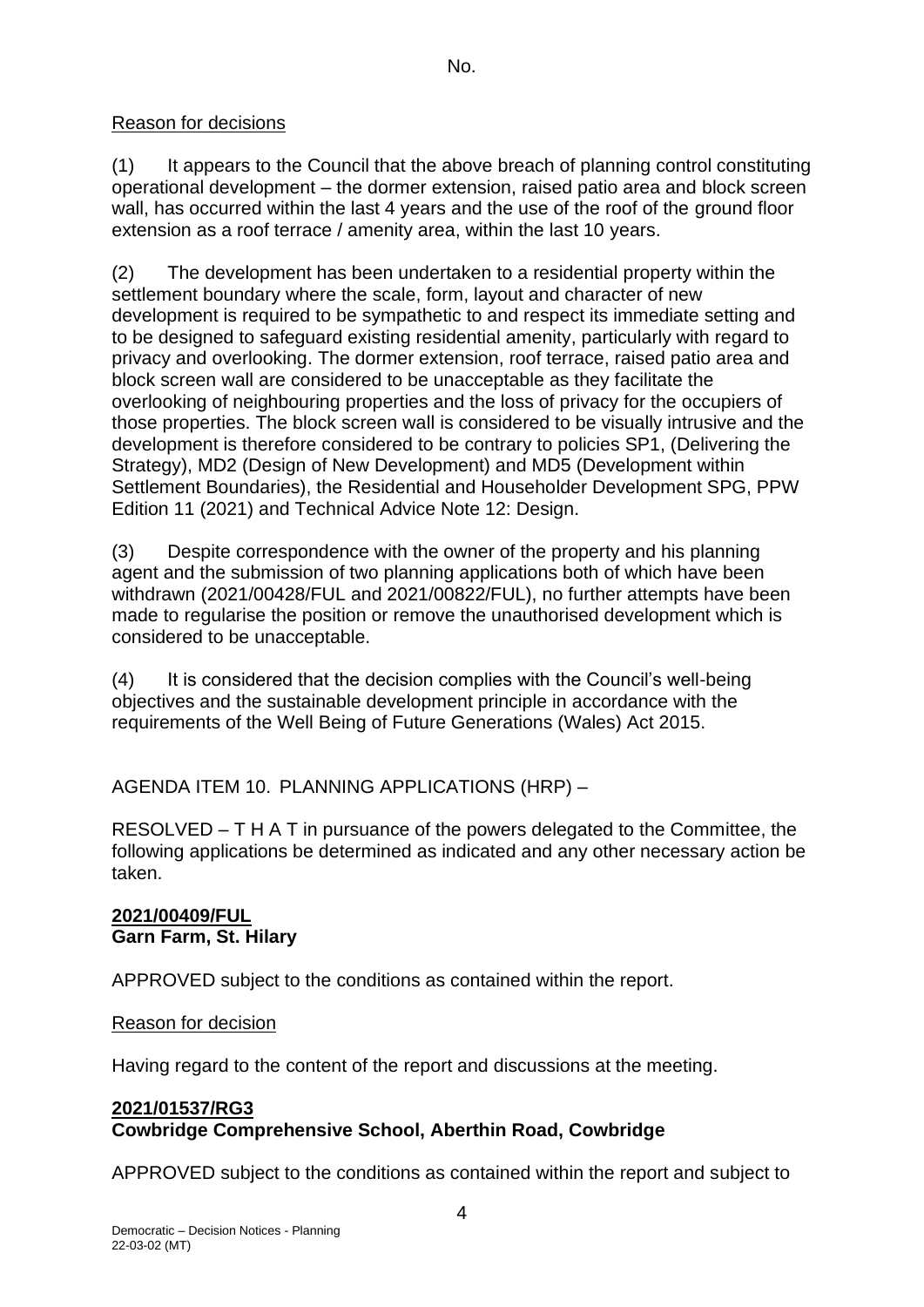No.

Reason for decisions

(1) It appears to the Council that the above breach of planning control constituting operational development – the dormer extension, raised patio area and block screen wall, has occurred within the last 4 years and the use of the roof of the ground floor extension as a roof terrace / amenity area, within the last 10 years.

(2) The development has been undertaken to a residential property within the settlement boundary where the scale, form, layout and character of new development is required to be sympathetic to and respect its immediate setting and to be designed to safeguard existing residential amenity, particularly with regard to privacy and overlooking. The dormer extension, roof terrace, raised patio area and block screen wall are considered to be unacceptable as they facilitate the overlooking of neighbouring properties and the loss of privacy for the occupiers of those properties. The block screen wall is considered to be visually intrusive and the development is therefore considered to be contrary to policies SP1, (Delivering the Strategy), MD2 (Design of New Development) and MD5 (Development within Settlement Boundaries), the Residential and Householder Development SPG, PPW Edition 11 (2021) and Technical Advice Note 12: Design.

(3) Despite correspondence with the owner of the property and his planning agent and the submission of two planning applications both of which have been withdrawn (2021/00428/FUL and 2021/00822/FUL), no further attempts have been made to regularise the position or remove the unauthorised development which is considered to be unacceptable.

(4) It is considered that the decision complies with the Council's well-being objectives and the sustainable development principle in accordance with the requirements of the Well Being of Future Generations (Wales) Act 2015.

AGENDA ITEM 10. PLANNING APPLICATIONS (HRP) –

RESOLVED – T H A T in pursuance of the powers delegated to the Committee, the following applications be determined as indicated and any other necessary action be taken.

**2021/00409/FUL**
**Garn Farm, St. Hilary**

APPROVED subject to the conditions as contained within the report.

Reason for decision

Having regard to the content of the report and discussions at the meeting.

**2021/01537/RG3**
**Cowbridge Comprehensive School, Aberthin Road, Cowbridge**

APPROVED subject to the conditions as contained within the report and subject to

Democratic – Decision Notices - Planning
22-03-02 (MT)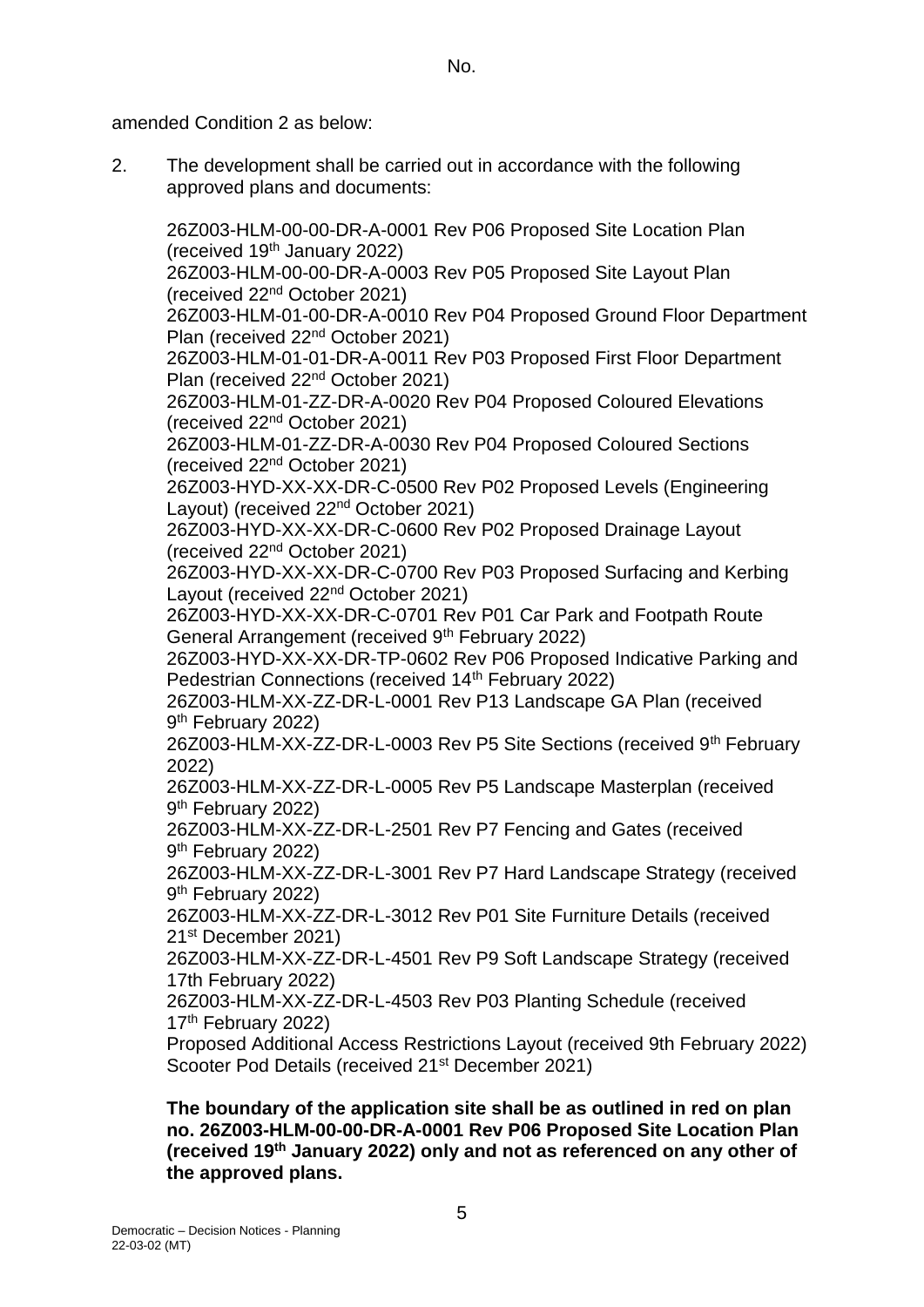No.

amended Condition 2 as below:

2. The development shall be carried out in accordance with the following approved plans and documents:

   26Z003-HLM-00-00-DR-A-0001 Rev P06 Proposed Site Location Plan (received 19th January 2022)
   26Z003-HLM-00-00-DR-A-0003 Rev P05 Proposed Site Layout Plan (received 22nd October 2021)
   26Z003-HLM-01-00-DR-A-0010 Rev P04 Proposed Ground Floor Department Plan (received 22nd October 2021)
   26Z003-HLM-01-01-DR-A-0011 Rev P03 Proposed First Floor Department Plan (received 22nd October 2021)
   26Z003-HLM-01-ZZ-DR-A-0020 Rev P04 Proposed Coloured Elevations (received 22nd October 2021)
   26Z003-HLM-01-ZZ-DR-A-0030 Rev P04 Proposed Coloured Sections (received 22nd October 2021)
   26Z003-HYD-XX-XX-DR-C-0500 Rev P02 Proposed Levels (Engineering Layout) (received 22nd October 2021)
   26Z003-HYD-XX-XX-DR-C-0600 Rev P02 Proposed Drainage Layout (received 22nd October 2021)
   26Z003-HYD-XX-XX-DR-C-0700 Rev P03 Proposed Surfacing and Kerbing Layout (received 22nd October 2021)
   26Z003-HYD-XX-XX-DR-C-0701 Rev P01 Car Park and Footpath Route General Arrangement (received 9th February 2022)
   26Z003-HYD-XX-XX-DR-TP-0602 Rev P06 Proposed Indicative Parking and Pedestrian Connections (received 14th February 2022)
   26Z003-HLM-XX-ZZ-DR-L-0001 Rev P13 Landscape GA Plan (received 9th February 2022)
   26Z003-HLM-XX-ZZ-DR-L-0003 Rev P5 Site Sections (received 9th February 2022)
   26Z003-HLM-XX-ZZ-DR-L-0005 Rev P5 Landscape Masterplan (received 9th February 2022)
   26Z003-HLM-XX-ZZ-DR-L-2501 Rev P7 Fencing and Gates (received 9th February 2022)
   26Z003-HLM-XX-ZZ-DR-L-3001 Rev P7 Hard Landscape Strategy (received 9th February 2022)
   26Z003-HLM-XX-ZZ-DR-L-3012 Rev P01 Site Furniture Details (received 21st December 2021)
   26Z003-HLM-XX-ZZ-DR-L-4501 Rev P9 Soft Landscape Strategy (received 17th February 2022)
   26Z003-HLM-XX-ZZ-DR-L-4503 Rev P03 Planting Schedule (received 17th February 2022)
   Proposed Additional Access Restrictions Layout (received 9th February 2022)
   Scooter Pod Details (received 21st December 2021)

   **The boundary of the application site shall be as outlined in red on plan no. 26Z003-HLM-00-00-DR-A-0001 Rev P06 Proposed Site Location Plan (received 19th January 2022) only and not as referenced on any other of the approved plans.**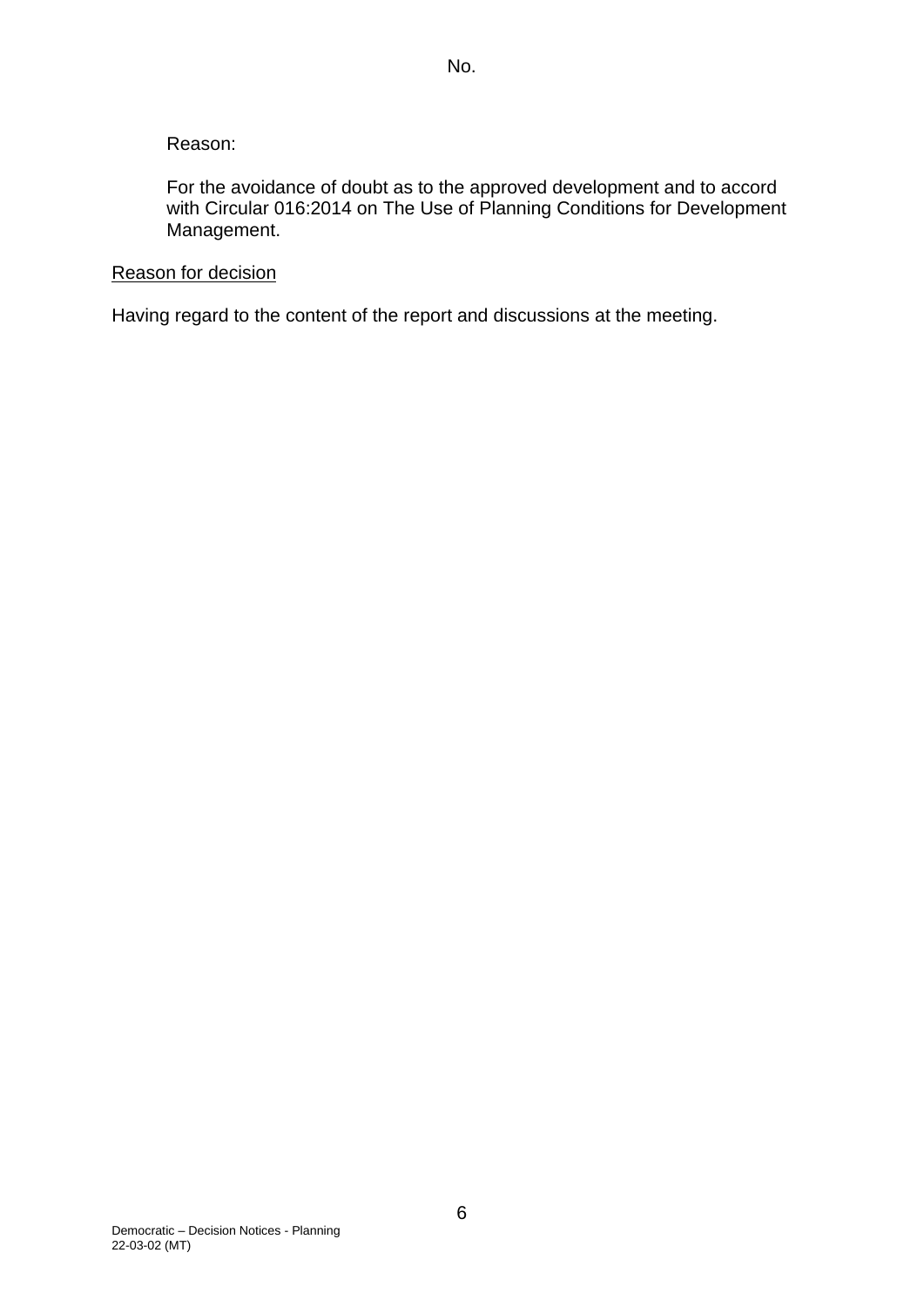Reason:

For the avoidance of doubt as to the approved development and to accord with Circular 016:2014 on The Use of Planning Conditions for Development Management.

Reason for decision

Having regard to the content of the report and discussions at the meeting.